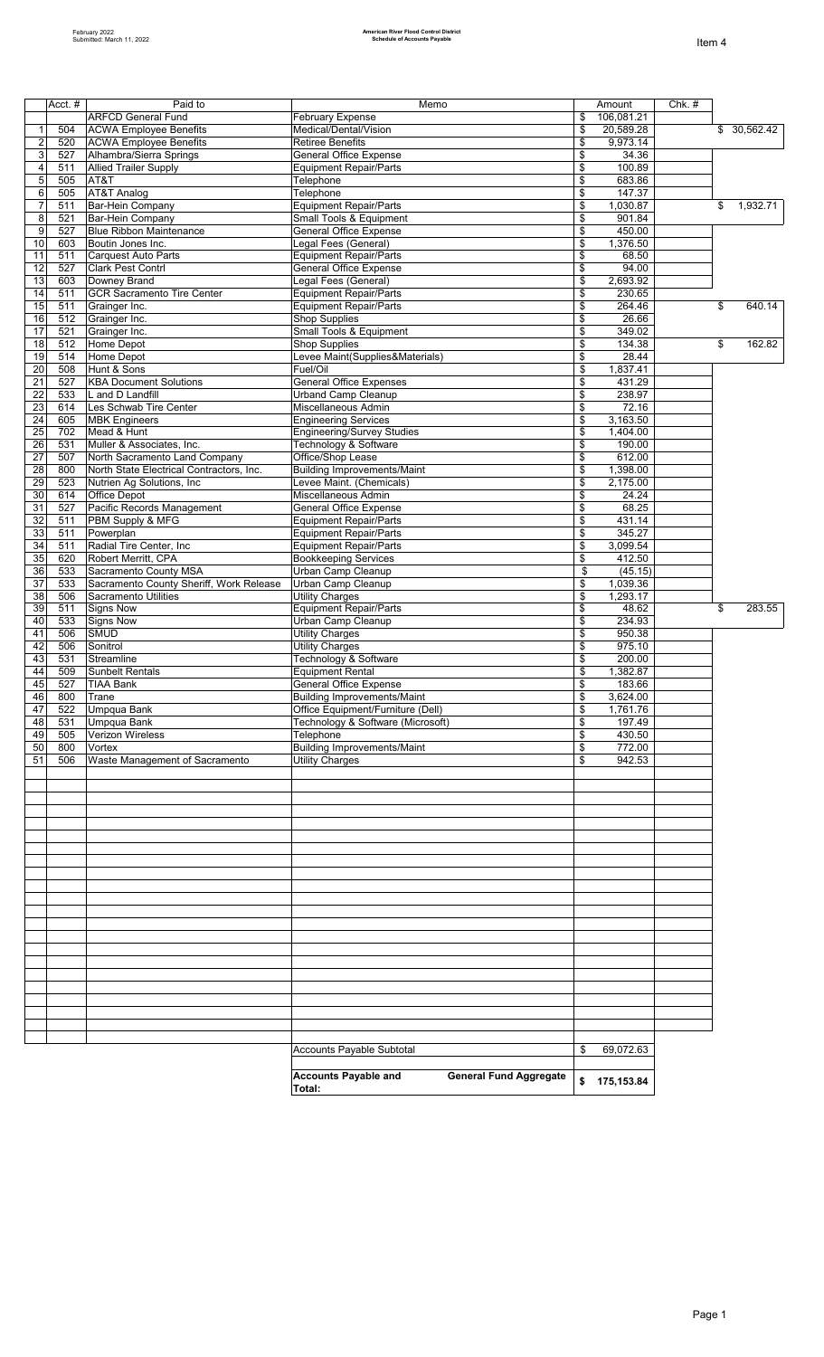February 2022
Submitted: March 11, 2022

**American River Flood Control District**
**Schedule of Accounts Payable**

Item 4

| | Acct. # | Paid to | Memo | Amount | Chk. # | |
|---|---|---|---|---|---|---|
| | | ARFCD General Fund | February Expense | $ 106,081.21 | | |
| 1 | 504 | ACWA Employee Benefits | Medical/Dental/Vision | $ 20,589.28 | | $ 30,562.42 |
| 2 | 520 | ACWA Employee Benefits | Retiree Benefits | $ 9,973.14 | | |
| 3 | 527 | Alhambra/Sierra Springs | General Office Expense | $ 34.36 | | |
| 4 | 511 | Allied Trailer Supply | Equipment Repair/Parts | $ 100.89 | | |
| 5 | 505 | AT&T | Telephone | $ 683.86 | | |
| 6 | 505 | AT&T Analog | Telephone | $ 147.37 | | |
| 7 | 511 | Bar-Hein Company | Equipment Repair/Parts | $ 1,030.87 | | $ 1,932.71 |
| 8 | 521 | Bar-Hein Company | Small Tools & Equipment | $ 901.84 | | |
| 9 | 527 | Blue Ribbon Maintenance | General Office Expense | $ 450.00 | | |
| 10 | 603 | Boutin Jones Inc. | Legal Fees (General) | $ 1,376.50 | | |
| 11 | 511 | Carquest Auto Parts | Equipment Repair/Parts | $ 68.50 | | |
| 12 | 527 | Clark Pest Contrl | General Office Expense | $ 94.00 | | |
| 13 | 603 | Downey Brand | Legal Fees (General) | $ 2,693.92 | | |
| 14 | 511 | GCR Sacramento Tire Center | Equipment Repair/Parts | $ 230.65 | | |
| 15 | 511 | Grainger Inc. | Equipment Repair/Parts | $ 264.46 | | $ 640.14 |
| 16 | 512 | Grainger Inc. | Shop Supplies | $ 26.66 | | |
| 17 | 521 | Grainger Inc. | Small Tools & Equipment | $ 349.02 | | |
| 18 | 512 | Home Depot | Shop Supplies | $ 134.38 | | $ 162.82 |
| 19 | 514 | Home Depot | Levee Maint(Supplies&Materials) | $ 28.44 | | |
| 20 | 508 | Hunt & Sons | Fuel/Oil | $ 1,837.41 | | |
| 21 | 527 | KBA Document Solutions | General Office Expenses | $ 431.29 | | |
| 22 | 533 | L and D Landfill | Urband Camp Cleanup | $ 238.97 | | |
| 23 | 614 | Les Schwab Tire Center | Miscellaneous Admin | $ 72.16 | | |
| 24 | 605 | MBK Engineers | Engineering Services | $ 3,163.50 | | |
| 25 | 702 | Mead & Hunt | Engineering/Survey Studies | $ 1,404.00 | | |
| 26 | 531 | Muller & Associates, Inc. | Technology & Software | $ 190.00 | | |
| 27 | 507 | North Sacramento Land Company | Office/Shop Lease | $ 612.00 | | |
| 28 | 800 | North State Electrical Contractors, Inc. | Building Improvements/Maint | $ 1,398.00 | | |
| 29 | 523 | Nutrien Ag Solutions, Inc | Levee Maint. (Chemicals) | $ 2,175.00 | | |
| 30 | 614 | Office Depot | Miscellaneous Admin | $ 24.24 | | |
| 31 | 527 | Pacific Records Management | General Office Expense | $ 68.25 | | |
| 32 | 511 | PBM Supply & MFG | Equipment Repair/Parts | $ 431.14 | | |
| 33 | 511 | Powerplan | Equipment Repair/Parts | $ 345.27 | | |
| 34 | 511 | Radial Tire Center, Inc | Equipment Repair/Parts | $ 3,099.54 | | |
| 35 | 620 | Robert Merritt, CPA | Bookkeeping Services | $ 412.50 | | |
| 36 | 533 | Sacramento County MSA | Urban Camp Cleanup | $ (45.15) | | |
| 37 | 533 | Sacramento County Sheriff, Work Release | Urban Camp Cleanup | $ 1,039.36 | | |
| 38 | 506 | Sacramento Utilities | Utility Charges | $ 1,293.17 | | |
| 39 | 511 | Signs Now | Equipment Repair/Parts | $ 48.62 | | $ 283.55 |
| 40 | 533 | Signs Now | Urban Camp Cleanup | $ 234.93 | | |
| 41 | 506 | SMUD | Utility Charges | $ 950.38 | | |
| 42 | 506 | Sonitrol | Utility Charges | $ 975.10 | | |
| 43 | 531 | Streamline | Technology & Software | $ 200.00 | | |
| 44 | 509 | Sunbelt Rentals | Equipment Rental | $ 1,382.87 | | |
| 45 | 527 | TIAA Bank | General Office Expense | $ 183.66 | | |
| 46 | 800 | Trane | Building Improvements/Maint | $ 3,624.00 | | |
| 47 | 522 | Umpqua Bank | Office Equipment/Furniture (Dell) | $ 1,761.76 | | |
| 48 | 531 | Umpqua Bank | Technology & Software (Microsoft) | $ 197.49 | | |
| 49 | 505 | Verizon Wireless | Telephone | $ 430.50 | | |
| 50 | 800 | Vortex | Building Improvements/Maint | $ 772.00 | | |
| 51 | 506 | Waste Management of Sacramento | Utility Charges | $ 942.53 | | |
| | | | Accounts Payable Subtotal | $ 69,072.63 | | |
| | | | **Accounts Payable and General Fund Aggregate Total:** | **$ 175,153.84** | | |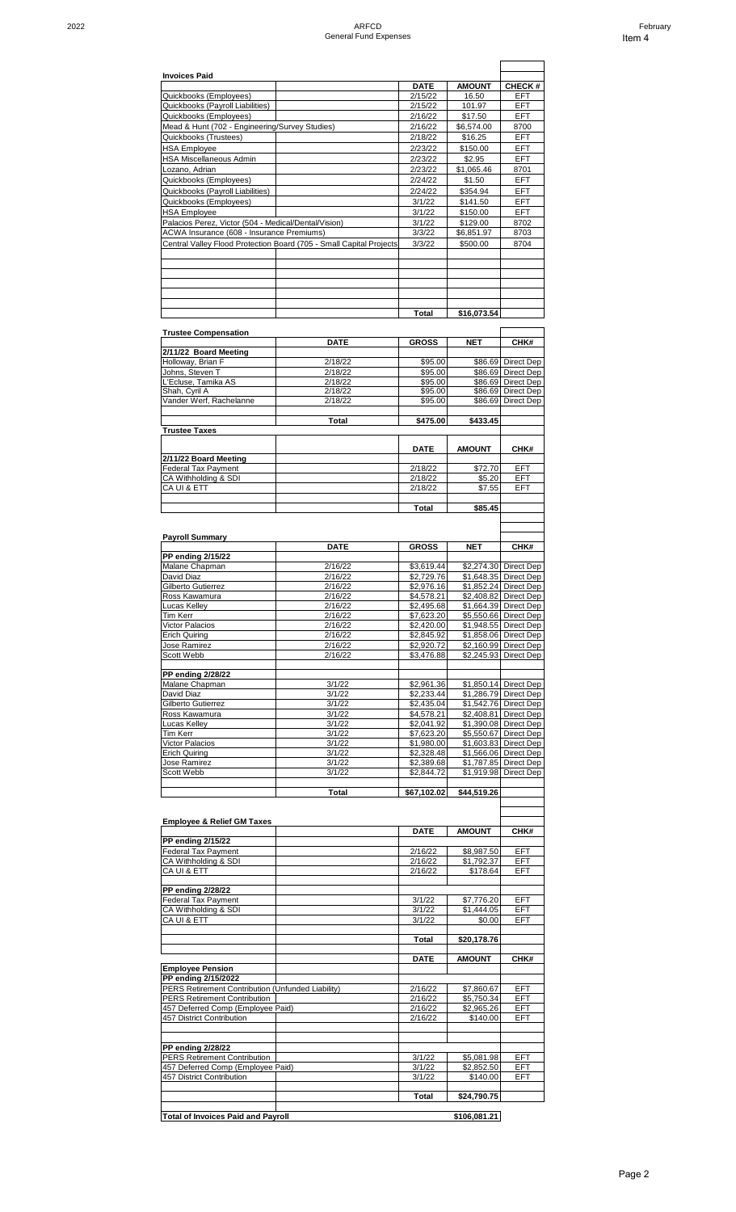# ARFCD
## General Fund Expenses

2022 — February — Item 4

**Invoices Paid**

| | | DATE | AMOUNT | CHECK # |
|---|---|---|---|---|
| Quickbooks (Employees) | | 2/15/22 | 16.50 | EFT |
| Quickbooks (Payroll Liabilities) | | 2/15/22 | 101.97 | EFT |
| Quickbooks (Employees) | | 2/16/22 | $17.50 | EFT |
| Mead & Hunt (702 - Engineering/Survey Studies) | | 2/16/22 | $6,574.00 | 8700 |
| Quickbooks (Trustees) | | 2/18/22 | $16.25 | EFT |
| HSA Employee | | 2/23/22 | $150.00 | EFT |
| HSA Miscellaneous Admin | | 2/23/22 | $2.95 | EFT |
| Lozano, Adrian | | 2/23/22 | $1,065.46 | 8701 |
| Quickbooks (Employees) | | 2/24/22 | $1.50 | EFT |
| Quickbooks (Payroll Liabilities) | | 2/24/22 | $354.94 | EFT |
| Quickbooks (Employees) | | 3/1/22 | $141.50 | EFT |
| HSA Employee | | 3/1/22 | $150.00 | EFT |
| Palacios Perez, Victor (504 - Medical/Dental/Vision) | | 3/1/22 | $129.00 | 8702 |
| ACWA Insurance (608 - Insurance Premiums) | | 3/3/22 | $6,851.97 | 8703 |
| Central Valley Flood Protection Board (705 - Small Capital Projects) | | 3/3/22 | $500.00 | 8704 |
| | | Total | $16,073.54 | |

**Trustee Compensation**

| | DATE | GROSS | NET | CHK# |
|---|---|---|---|---|
| **2/11/22 Board Meeting** | | | | |
| Holloway, Brian F | 2/18/22 | $95.00 | $86.69 | Direct Dep |
| Johns, Steven T | 2/18/22 | $95.00 | $86.69 | Direct Dep |
| L'Ecluse, Tamika AS | 2/18/22 | $95.00 | $86.69 | Direct Dep |
| Shah, Cyril A | 2/18/22 | $95.00 | $86.69 | Direct Dep |
| Vander Werf, RachelAnne | 2/18/22 | $95.00 | $86.69 | Direct Dep |
| | Total | $475.00 | $433.45 | |

**Trustee Taxes**

| | | DATE | AMOUNT | CHK# |
|---|---|---|---|---|
| **2/11/22 Board Meeting** | | | | |
| Federal Tax Payment | | 2/18/22 | $72.70 | EFT |
| CA Withholding & SDI | | 2/18/22 | $5.20 | EFT |
| CA UI & ETT | | 2/18/22 | $7.55 | EFT |
| | | Total | $85.45 | |

**Payroll Summary**

| | DATE | GROSS | NET | CHK# |
|---|---|---|---|---|
| **PP ending 2/15/22** | | | | |
| Malane Chapman | 2/16/22 | $3,619.44 | $2,274.30 | Direct Dep |
| David Diaz | 2/16/22 | $2,729.76 | $1,648.35 | Direct Dep |
| Gilberto Gutierrez | 2/16/22 | $2,976.16 | $1,852.24 | Direct Dep |
| Ross Kawamura | 2/16/22 | $4,578.21 | $2,408.82 | Direct Dep |
| Lucas Kelley | 2/16/22 | $2,495.68 | $1,664.39 | Direct Dep |
| Tim Kerr | 2/16/22 | $7,623.20 | $5,550.66 | Direct Dep |
| Victor Palacios | 2/16/22 | $2,420.00 | $1,948.55 | Direct Dep |
| Erich Quiring | 2/16/22 | $2,845.92 | $1,858.06 | Direct Dep |
| Jose Ramirez | 2/16/22 | $2,920.72 | $2,160.99 | Direct Dep |
| Scott Webb | 2/16/22 | $3,476.88 | $2,245.93 | Direct Dep |
| **PP ending 2/28/22** | | | | |
| Malane Chapman | 3/1/22 | $2,961.36 | $1,850.14 | Direct Dep |
| David Diaz | 3/1/22 | $2,233.44 | $1,286.79 | Direct Dep |
| Gilberto Gutierrez | 3/1/22 | $2,435.04 | $1,542.76 | Direct Dep |
| Ross Kawamura | 3/1/22 | $4,578.21 | $2,408.81 | Direct Dep |
| Lucas Kelley | 3/1/22 | $2,041.92 | $1,390.08 | Direct Dep |
| Tim Kerr | 3/1/22 | $7,623.20 | $5,550.67 | Direct Dep |
| Victor Palacios | 3/1/22 | $1,980.00 | $1,603.83 | Direct Dep |
| Erich Quiring | 3/1/22 | $2,328.48 | $1,566.06 | Direct Dep |
| Jose Ramirez | 3/1/22 | $2,389.68 | $1,787.85 | Direct Dep |
| Scott Webb | 3/1/22 | $2,844.72 | $1,919.98 | Direct Dep |
| | Total | $67,102.02 | $44,519.26 | |

**Employee & Relief GM Taxes**

| | | DATE | AMOUNT | CHK# |
|---|---|---|---|---|
| **PP ending 2/15/22** | | | | |
| Federal Tax Payment | | 2/16/22 | $8,987.50 | EFT |
| CA Withholding & SDI | | 2/16/22 | $1,792.37 | EFT |
| CA UI & ETT | | 2/16/22 | $178.64 | EFT |
| **PP ending 2/28/22** | | | | |
| Federal Tax Payment | | 3/1/22 | $7,776.20 | EFT |
| CA Withholding & SDI | | 3/1/22 | $1,444.05 | EFT |
| CA UI & ETT | | 3/1/22 | $0.00 | EFT |
| | | Total | $20,178.76 | |

**Employee Pension**

| | | DATE | AMOUNT | CHK# |
|---|---|---|---|---|
| **PP ending 2/15/2022** | | | | |
| PERS Retirement Contribution (Unfunded Liability) | | 2/16/22 | $7,860.67 | EFT |
| PERS Retirement Contribution | | 2/16/22 | $5,750.34 | EFT |
| 457 Deferred Comp (Employee Paid) | | 2/16/22 | $2,965.26 | EFT |
| 457 District Contribution | | 2/16/22 | $140.00 | EFT |
| **PP ending 2/28/22** | | | | |
| PERS Retirement Contribution | | 3/1/22 | $5,081.98 | EFT |
| 457 Deferred Comp (Employee Paid) | | 3/1/22 | $2,852.50 | EFT |
| 457 District Contribution | | 3/1/22 | $140.00 | EFT |
| | | Total | $24,790.75 | |

**Total of Invoices Paid and Payroll** — $106,081.21